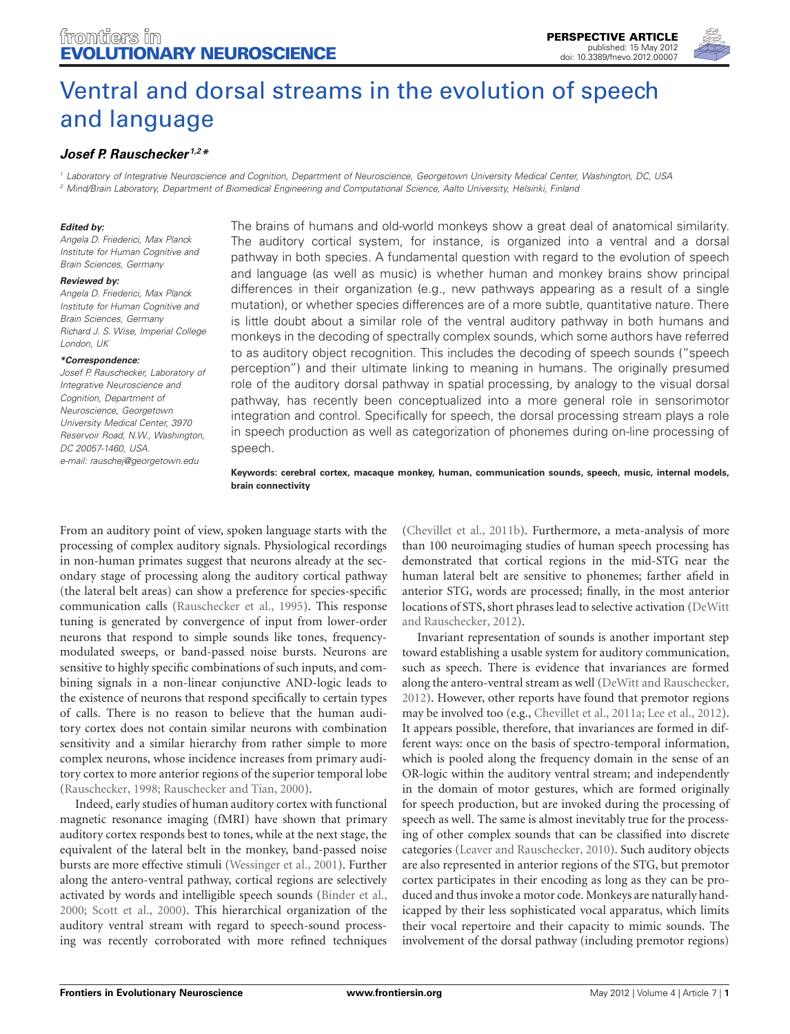# Ventral and dorsal streams in the evolution of speech and language

***Josef P. Rauschecker*** [1,2] *

[1] *Laboratory of Integrative Neuroscience and Cognition, Department of Neuroscience, Georgetown University Medical Center, Washington, DC, USA*
[2] *Mind/Brain Laboratory, Department of Biomedical Engineering and Computational Science, Aalto University, Helsinki, Finland*

***Edited by:***
*Angela D. Friederici, Max Planck Institute for Human Cognitive and Brain Sciences, Germany*

***Reviewed by:***
*Angela D. Friederici, Max Planck Institute for Human Cognitive and Brain Sciences, Germany*
*Richard J. S. Wise, Imperial College London, UK*

***\*Correspondence:***
*Josef P. Rauschecker, Laboratory of Integrative Neuroscience and Cognition, Department of Neuroscience, Georgetown University Medical Center, 3970 Reservoir Road, N.W., Washington, DC 20057-1460, USA.*
*e-mail: rauschej@georgetown.edu*

The brains of humans and old-world monkeys show a great deal of anatomical similarity. The auditory cortical system, for instance, is organized into a ventral and a dorsal pathway in both species. A fundamental question with regard to the evolution of speech and language (as well as music) is whether human and monkey brains show principal differences in their organization (e.g., new pathways appearing as a result of a single mutation), or whether species differences are of a more subtle, quantitative nature. There is little doubt about a similar role of the ventral auditory pathway in both humans and monkeys in the decoding of spectrally complex sounds, which some authors have referred to as auditory object recognition. This includes the decoding of speech sounds ("speech perception") and their ultimate linking to meaning in humans. The originally presumed role of the auditory dorsal pathway in spatial processing, by analogy to the visual dorsal pathway, has recently been conceptualized into a more general role in sensorimotor integration and control. Specifically for speech, the dorsal processing stream plays a role in speech production as well as categorization of phonemes during on-line processing of speech.

**Keywords: cerebral cortex, macaque monkey, human, communication sounds, speech, music, internal models, brain connectivity**

From an auditory point of view, spoken language starts with the processing of complex auditory signals. Physiological recordings in non-human primates suggest that neurons already at the secondary stage of processing along the auditory cortical pathway (the lateral belt areas) can show a preference for species-specific communication calls (Rauschecker et al., 1995). This response tuning is generated by convergence of input from lower-order neurons that respond to simple sounds like tones, frequency-modulated sweeps, or band-passed noise bursts. Neurons are sensitive to highly specific combinations of such inputs, and combining signals in a non-linear conjunctive AND-logic leads to the existence of neurons that respond specifically to certain types of calls. There is no reason to believe that the human auditory cortex does not contain similar neurons with combination sensitivity and a similar hierarchy from rather simple to more complex neurons, whose incidence increases from primary auditory cortex to more anterior regions of the superior temporal lobe (Rauschecker, 1998; Rauschecker and Tian, 2000).

Indeed, early studies of human auditory cortex with functional magnetic resonance imaging (fMRI) have shown that primary auditory cortex responds best to tones, while at the next stage, the equivalent of the lateral belt in the monkey, band-passed noise bursts are more effective stimuli (Wessinger et al., 2001). Further along the antero-ventral pathway, cortical regions are selectively activated by words and intelligible speech sounds (Binder et al., 2000; Scott et al., 2000). This hierarchical organization of the auditory ventral stream with regard to speech-sound processing was recently corroborated with more refined techniques (Chevillet et al., 2011b). Furthermore, a meta-analysis of more than 100 neuroimaging studies of human speech processing has demonstrated that cortical regions in the mid-STG near the human lateral belt are sensitive to phonemes; farther afield in anterior STG, words are processed; finally, in the most anterior locations of STS, short phrases lead to selective activation (DeWitt and Rauschecker, 2012).

Invariant representation of sounds is another important step toward establishing a usable system for auditory communication, such as speech. There is evidence that invariances are formed along the antero-ventral stream as well (DeWitt and Rauschecker, 2012). However, other reports have found that premotor regions may be involved too (e.g., Chevillet et al., 2011a; Lee et al., 2012). It appears possible, therefore, that invariances are formed in different ways: once on the basis of spectro-temporal information, which is pooled along the frequency domain in the sense of an OR-logic within the auditory ventral stream; and independently in the domain of motor gestures, which are formed originally for speech production, but are invoked during the processing of speech as well. The same is almost inevitably true for the processing of other complex sounds that can be classified into discrete categories (Leaver and Rauschecker, 2010). Such auditory objects are also represented in anterior regions of the STG, but premotor cortex participates in their encoding as long as they can be produced and thus invoke a motor code. Monkeys are naturally handicapped by their less sophisticated vocal apparatus, which limits their vocal repertoire and their capacity to mimic sounds. The involvement of the dorsal pathway (including premotor regions)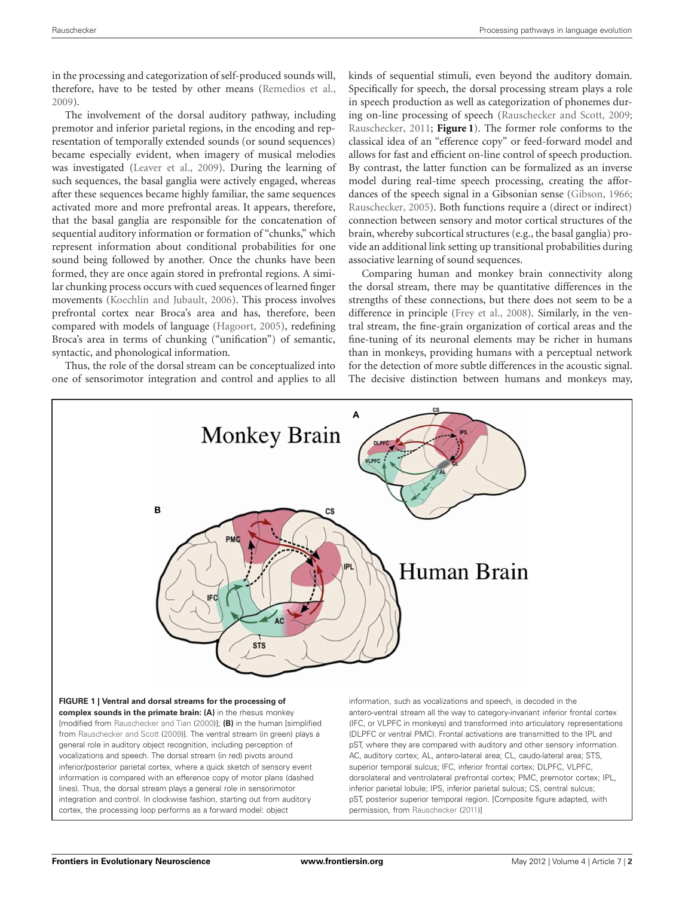in the processing and categorization of self-produced sounds will, therefore, have to be tested by other means (Remedios et al., 2009).

The involvement of the dorsal auditory pathway, including premotor and inferior parietal regions, in the encoding and representation of temporally extended sounds (or sound sequences) became especially evident, when imagery of musical melodies was investigated (Leaver et al., 2009). During the learning of such sequences, the basal ganglia were actively engaged, whereas after these sequences became highly familiar, the same sequences activated more and more prefrontal areas. It appears, therefore, that the basal ganglia are responsible for the concatenation of sequential auditory information or formation of "chunks," which represent information about conditional probabilities for one sound being followed by another. Once the chunks have been formed, they are once again stored in prefrontal regions. A similar chunking process occurs with cued sequences of learned finger movements (Koechlin and Jubault, 2006). This process involves prefrontal cortex near Broca's area and has, therefore, been compared with models of language (Hagoort, 2005), redefining Broca's area in terms of chunking ("unification") of semantic, syntactic, and phonological information.

Thus, the role of the dorsal stream can be conceptualized into one of sensorimotor integration and control and applies to all kinds of sequential stimuli, even beyond the auditory domain. Specifically for speech, the dorsal processing stream plays a role in speech production as well as categorization of phonemes during on-line processing of speech (Rauschecker and Scott, 2009; Rauschecker, 2011; **Figure 1**). The former role conforms to the classical idea of an "efference copy" or feed-forward model and allows for fast and efficient on-line control of speech production. By contrast, the latter function can be formalized as an inverse model during real-time speech processing, creating the affordances of the speech signal in a Gibsonian sense (Gibson, 1966; Rauschecker, 2005). Both functions require a (direct or indirect) connection between sensory and motor cortical structures of the brain, whereby subcortical structures (e.g., the basal ganglia) provide an additional link setting up transitional probabilities during associative learning of sound sequences.

Comparing human and monkey brain connectivity along the dorsal stream, there may be quantitative differences in the strengths of these connections, but there does not seem to be a difference in principle (Frey et al., 2008). Similarly, in the ventral stream, the fine-grain organization of cortical areas and the fine-tuning of its neuronal elements may be richer in humans than in monkeys, providing humans with a perceptual network for the detection of more subtle differences in the acoustic signal. The decisive distinction between humans and monkeys may,

A

Monkey Brain

CS
DLPFC
VLPFC
IPS
CL
AL

B

Human Brain

CS
PMC
IPL
IFC
AC
STS

**FIGURE 1 | Ventral and dorsal streams for the processing of complex sounds in the primate brain: (A)** in the rhesus monkey [modified from Rauschecker and Tian (2000)]; **(B)** in the human [simplified from Rauschecker and Scott (2009)]. The ventral stream (in green) plays a general role in auditory object recognition, including perception of vocalizations and speech. The dorsal stream (in red) pivots around inferior/posterior parietal cortex, where a quick sketch of sensory event information is compared with an efference copy of motor plans (dashed lines). Thus, the dorsal stream plays a general role in sensorimotor integration and control. In clockwise fashion, starting out from auditory cortex, the processing loop performs as a forward model: object information, such as vocalizations and speech, is decoded in the antero-ventral stream all the way to category-invariant inferior frontal cortex (IFC, or VLPFC in monkeys) and transformed into articulatory representations (DLPFC or ventral PMC). Frontal activations are transmitted to the IPL and pST, where they are compared with auditory and other sensory information. AC, auditory cortex; AL, antero-lateral area; CL, caudo-lateral area; STS, superior temporal sulcus; IFC, inferior frontal cortex; DLPFC, VLPFC, dorsolateral and ventrolateral prefrontal cortex; PMC, premotor cortex; IPL, inferior parietal lobule; IPS, inferior parietal sulcus; CS, central sulcus; pST, posterior superior temporal region. [Composite figure adapted, with permission, from Rauschecker (2011)]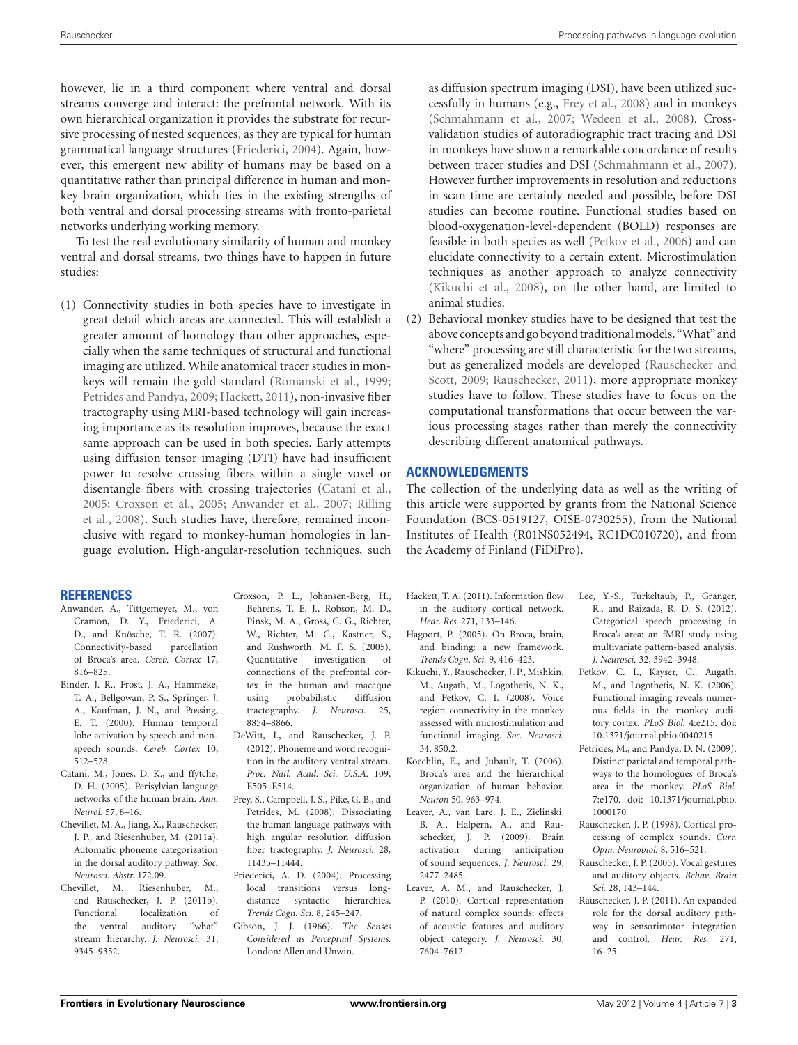however, lie in a third component where ventral and dorsal streams converge and interact: the prefrontal network. With its own hierarchical organization it provides the substrate for recursive processing of nested sequences, as they are typical for human grammatical language structures (Friederici, 2004). Again, however, this emergent new ability of humans may be based on a quantitative rather than principal difference in human and monkey brain organization, which ties in the existing strengths of both ventral and dorsal processing streams with fronto-parietal networks underlying working memory.

To test the real evolutionary similarity of human and monkey ventral and dorsal streams, two things have to happen in future studies:

(1) Connectivity studies in both species have to investigate in great detail which areas are connected. This will establish a greater amount of homology than other approaches, especially when the same techniques of structural and functional imaging are utilized. While anatomical tracer studies in monkeys will remain the gold standard (Romanski et al., 1999; Petrides and Pandya, 2009; Hackett, 2011), non-invasive fiber tractography using MRI-based technology will gain increasing importance as its resolution improves, because the exact same approach can be used in both species. Early attempts using diffusion tensor imaging (DTI) have had insufficient power to resolve crossing fibers within a single voxel or disentangle fibers with crossing trajectories (Catani et al., 2005; Croxson et al., 2005; Anwander et al., 2007; Rilling et al., 2008). Such studies have, therefore, remained inconclusive with regard to monkey-human homologies in language evolution. High-angular-resolution techniques, such as diffusion spectrum imaging (DSI), have been utilized successfully in humans (e.g., Frey et al., 2008) and in monkeys (Schmahmann et al., 2007; Wedeen et al., 2008). Cross-validation studies of autoradiographic tract tracing and DSI in monkeys have shown a remarkable concordance of results between tracer studies and DSI (Schmahmann et al., 2007). However further improvements in resolution and reductions in scan time are certainly needed and possible, before DSI studies can become routine. Functional studies based on blood-oxygenation-level-dependent (BOLD) responses are feasible in both species as well (Petkov et al., 2006) and can elucidate connectivity to a certain extent. Microstimulation techniques as another approach to analyze connectivity (Kikuchi et al., 2008), on the other hand, are limited to animal studies.

(2) Behavioral monkey studies have to be designed that test the above concepts and go beyond traditional models. "What" and "where" processing are still characteristic for the two streams, but as generalized models are developed (Rauschecker and Scott, 2009; Rauschecker, 2011), more appropriate monkey studies have to follow. These studies have to focus on the computational transformations that occur between the various processing stages rather than merely the connectivity describing different anatomical pathways.

## ACKNOWLEDGMENTS

The collection of the underlying data as well as the writing of this article were supported by grants from the National Science Foundation (BCS-0519127, OISE-0730255), from the National Institutes of Health (R01NS052494, RC1DC010720), and from the Academy of Finland (FiDiPro).

## REFERENCES

Anwander, A., Tittgemeyer, M., von Cramon, D. Y., Friederici, A. D., and Knösche, T. R. (2007). Connectivity-based parcellation of Broca's area. *Cereb. Cortex* 17, 816–825.

Binder, J. R., Frost, J. A., Hammeke, T. A., Bellgowan, P. S., Springer, J. A., Kaufman, J. N., and Possing, E. T. (2000). Human temporal lobe activation by speech and nonspeech sounds. *Cereb. Cortex* 10, 512–528.

Catani, M., Jones, D. K., and ffytche, D. H. (2005). Perisylvian language networks of the human brain. *Ann. Neurol.* 57, 8–16.

Chevillet, M. A., Jiang, X., Rauschecker, J. P., and Riesenhuber, M. (2011a). Automatic phoneme categorization in the dorsal auditory pathway. *Soc. Neurosci. Abstr.* 172.09.

Chevillet, M., Riesenhuber, M., and Rauschecker, J. P. (2011b). Functional localization of the ventral auditory "what" stream hierarchy. *J. Neurosci.* 31, 9345–9352.

Croxson, P. L., Johansen-Berg, H., Behrens, T. E. J., Robson, M. D., Pinsk, M. A., Gross, C. G., Richter, W., Richter, M. C., Kastner, S., and Rushworth, M. F. S. (2005). Quantitative investigation of connections of the prefrontal cortex in the human and macaque using probabilistic diffusion tractography. *J. Neurosci.* 25, 8854–8866.

DeWitt, I., and Rauschecker, J. P. (2012). Phoneme and word recognition in the auditory ventral stream. *Proc. Natl. Acad. Sci. U.S.A.* 109, E505–E514.

Frey, S., Campbell, J. S., Pike, G. B., and Petrides, M. (2008). Dissociating the human language pathways with high angular resolution diffusion fiber tractography. *J. Neurosci.* 28, 11435–11444.

Friederici, A. D. (2004). Processing local transitions versus long-distance syntactic hierarchies. *Trends Cogn. Sci.* 8, 245–247.

Gibson, J. J. (1966). *The Senses Considered as Perceptual Systems.* London: Allen and Unwin.

Hackett, T. A. (2011). Information flow in the auditory cortical network. *Hear. Res.* 271, 133–146.

Hagoort, P. (2005). On Broca, brain, and binding: a new framework. *Trends Cogn. Sci.* 9, 416–423.

Kikuchi, Y., Rauschecker, J. P., Mishkin, M., Augath, M., Logothetis, N. K., and Petkov, C. I. (2008). Voice region connectivity in the monkey assessed with microstimulation and functional imaging. *Soc. Neurosci.* 34, 850.2.

Koechlin, E., and Jubault, T. (2006). Broca's area and the hierarchical organization of human behavior. *Neuron* 50, 963–974.

Leaver, A., van Lare, J. E., Zielinski, B. A., Halpern, A., and Rauschecker, J. P. (2009). Brain activation during anticipation of sound sequences. *J. Neurosci.* 29, 2477–2485.

Leaver, A. M., and Rauschecker, J. P. (2010). Cortical representation of natural complex sounds: effects of acoustic features and auditory object category. *J. Neurosci.* 30, 7604–7612.

Lee, Y.-S., Turkeltaub, P., Granger, R., and Raizada, R. D. S. (2012). Categorical speech processing in Broca's area: an fMRI study using multivariate pattern-based analysis. *J. Neurosci.* 32, 3942–3948.

Petkov, C. I., Kayser, C., Augath, M., and Logothetis, N. K. (2006). Functional imaging reveals numerous fields in the monkey auditory cortex. *PLoS Biol.* 4:e215. doi: 10.1371/journal.pbio.0040215

Petrides, M., and Pandya, D. N. (2009). Distinct parietal and temporal pathways to the homologues of Broca's area in the monkey. *PLoS Biol.* 7:e170. doi: 10.1371/journal.pbio.1000170

Rauschecker, J. P. (1998). Cortical processing of complex sounds. *Curr. Opin. Neurobiol.* 8, 516–521.

Rauschecker, J. P. (2005). Vocal gestures and auditory objects. *Behav. Brain Sci.* 28, 143–144.

Rauschecker, J. P. (2011). An expanded role for the dorsal auditory pathway in sensorimotor integration and control. *Hear. Res.* 271, 16–25.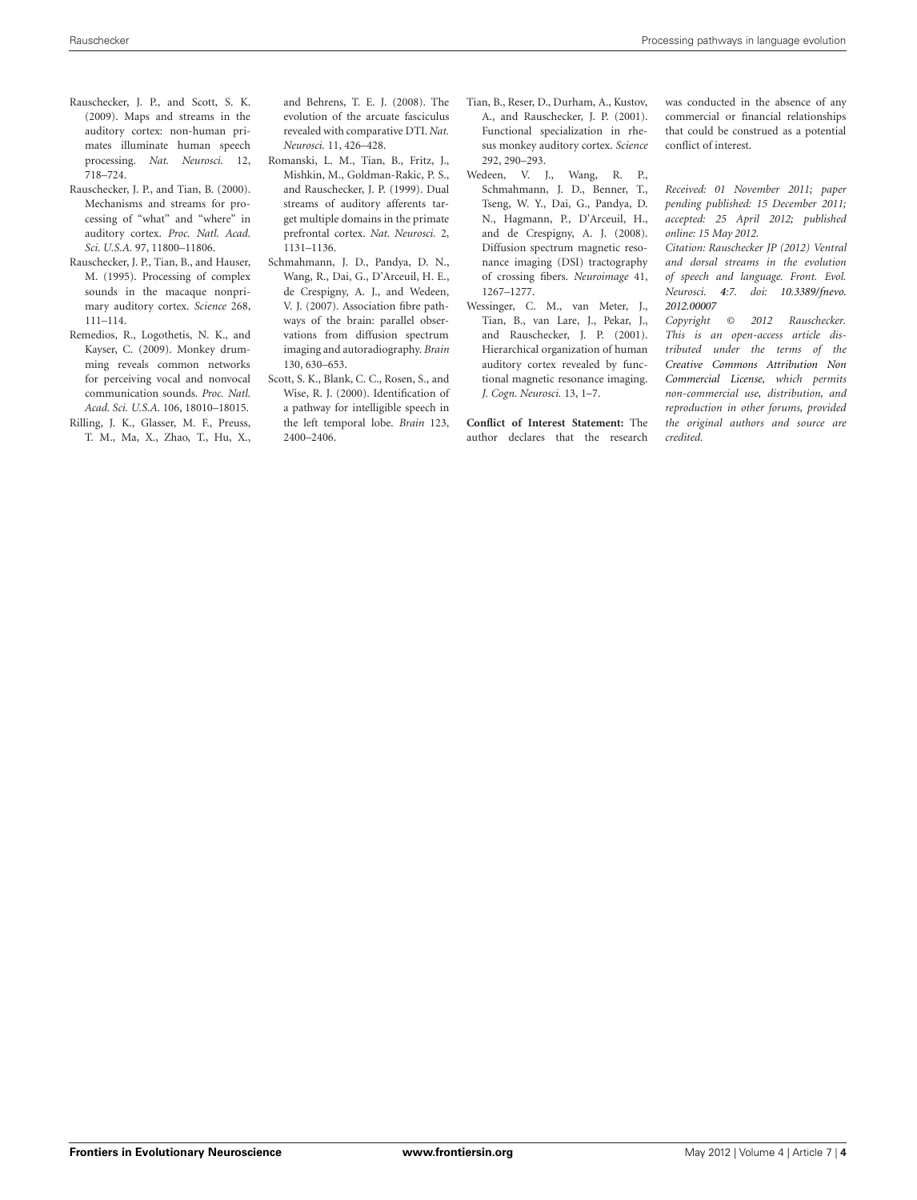Rauschecker, J. P., and Scott, S. K. (2009). Maps and streams in the auditory cortex: non-human primates illuminate human speech processing. *Nat. Neurosci.* 12, 718–724.

Rauschecker, J. P., and Tian, B. (2000). Mechanisms and streams for processing of "what" and "where" in auditory cortex. *Proc. Natl. Acad. Sci. U.S.A.* 97, 11800–11806.

Rauschecker, J. P., Tian, B., and Hauser, M. (1995). Processing of complex sounds in the macaque nonprimary auditory cortex. *Science* 268, 111–114.

Remedios, R., Logothetis, N. K., and Kayser, C. (2009). Monkey drumming reveals common networks for perceiving vocal and nonvocal communication sounds. *Proc. Natl. Acad. Sci. U.S.A.* 106, 18010–18015.

Rilling, J. K., Glasser, M. F., Preuss, T. M., Ma, X., Zhao, T., Hu, X., and Behrens, T. E. J. (2008). The evolution of the arcuate fasciculus revealed with comparative DTI. *Nat. Neurosci.* 11, 426–428.

Romanski, L. M., Tian, B., Fritz, J., Mishkin, M., Goldman-Rakic, P. S., and Rauschecker, J. P. (1999). Dual streams of auditory afferents target multiple domains in the primate prefrontal cortex. *Nat. Neurosci.* 2, 1131–1136.

Schmahmann, J. D., Pandya, D. N., Wang, R., Dai, G., D'Arceuil, H. E., de Crespigny, A. J., and Wedeen, V. J. (2007). Association fibre pathways of the brain: parallel observations from diffusion spectrum imaging and autoradiography. *Brain* 130, 630–653.

Scott, S. K., Blank, C. C., Rosen, S., and Wise, R. J. (2000). Identification of a pathway for intelligible speech in the left temporal lobe. *Brain* 123, 2400–2406.

Tian, B., Reser, D., Durham, A., Kustov, A., and Rauschecker, J. P. (2001). Functional specialization in rhesus monkey auditory cortex. *Science* 292, 290–293.

Wedeen, V. J., Wang, R. P., Schmahmann, J. D., Benner, T., Tseng, W. Y., Dai, G., Pandya, D. N., Hagmann, P., D'Arceuil, H., and de Crespigny, A. J. (2008). Diffusion spectrum magnetic resonance imaging (DSI) tractography of crossing fibers. *Neuroimage* 41, 1267–1277.

Wessinger, C. M., van Meter, J., Tian, B., van Lare, J., Pekar, J., and Rauschecker, J. P. (2001). Hierarchical organization of human auditory cortex revealed by functional magnetic resonance imaging. *J. Cogn. Neurosci.* 13, 1–7.

**Conflict of Interest Statement:** The author declares that the research was conducted in the absence of any commercial or financial relationships that could be construed as a potential conflict of interest.

*Received: 01 November 2011; paper pending published: 15 December 2011; accepted: 25 April 2012; published online: 15 May 2012.*

*Citation: Rauschecker JP (2012) Ventral and dorsal streams in the evolution of speech and language. Front. Evol. Neurosci. 4:7. doi: 10.3389/fnevo.2012.00007*

*Copyright © 2012 Rauschecker. This is an open-access article distributed under the terms of the Creative Commons Attribution Non Commercial License, which permits non-commercial use, distribution, and reproduction in other forums, provided the original authors and source are credited.*